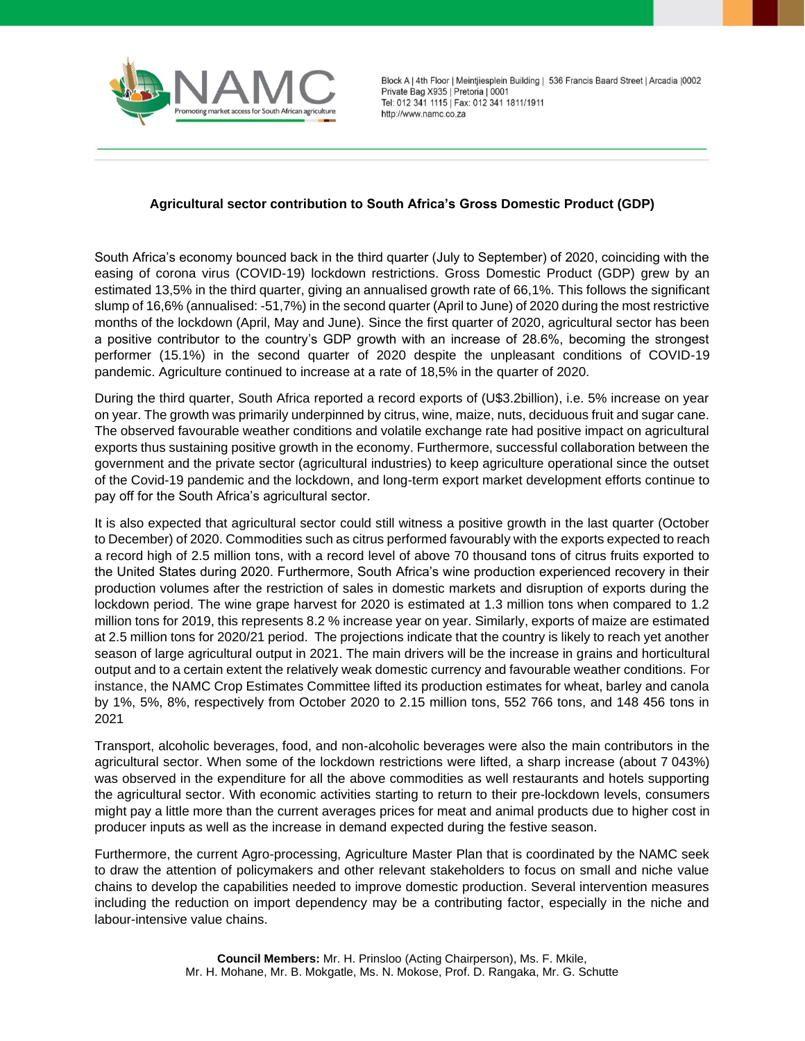Block A | 4th Floor | Meintjiesplein Building | 536 Francis Baard Street | Arcadia |0002
Private Bag X935 | Pretoria | 0001
Tel: 012 341 1115 | Fax: 012 341 1811/1911
http://www.namc.co.za

## Agricultural sector contribution to South Africa's Gross Domestic Product (GDP)

South Africa's economy bounced back in the third quarter (July to September) of 2020, coinciding with the easing of corona virus (COVID-19) lockdown restrictions. Gross Domestic Product (GDP) grew by an estimated 13,5% in the third quarter, giving an annualised growth rate of 66,1%. This follows the significant slump of 16,6% (annualised: -51,7%) in the second quarter (April to June) of 2020 during the most restrictive months of the lockdown (April, May and June). Since the first quarter of 2020, agricultural sector has been a positive contributor to the country's GDP growth with an increase of 28.6%, becoming the strongest performer (15.1%) in the second quarter of 2020 despite the unpleasant conditions of COVID-19 pandemic. Agriculture continued to increase at a rate of 18,5% in the quarter of 2020.

During the third quarter, South Africa reported a record exports of (U$3.2billion), i.e. 5% increase on year on year. The growth was primarily underpinned by citrus, wine, maize, nuts, deciduous fruit and sugar cane. The observed favourable weather conditions and volatile exchange rate had positive impact on agricultural exports thus sustaining positive growth in the economy. Furthermore, successful collaboration between the government and the private sector (agricultural industries) to keep agriculture operational since the outset of the Covid-19 pandemic and the lockdown, and long-term export market development efforts continue to pay off for the South Africa's agricultural sector.

It is also expected that agricultural sector could still witness a positive growth in the last quarter (October to December) of 2020. Commodities such as citrus performed favourably with the exports expected to reach a record high of 2.5 million tons, with a record level of above 70 thousand tons of citrus fruits exported to the United States during 2020. Furthermore, South Africa's wine production experienced recovery in their production volumes after the restriction of sales in domestic markets and disruption of exports during the lockdown period. The wine grape harvest for 2020 is estimated at 1.3 million tons when compared to 1.2 million tons for 2019, this represents 8.2 % increase year on year. Similarly, exports of maize are estimated at 2.5 million tons for 2020/21 period. The projections indicate that the country is likely to reach yet another season of large agricultural output in 2021. The main drivers will be the increase in grains and horticultural output and to a certain extent the relatively weak domestic currency and favourable weather conditions. For instance, the NAMC Crop Estimates Committee lifted its production estimates for wheat, barley and canola by 1%, 5%, 8%, respectively from October 2020 to 2.15 million tons, 552 766 tons, and 148 456 tons in 2021

Transport, alcoholic beverages, food, and non-alcoholic beverages were also the main contributors in the agricultural sector. When some of the lockdown restrictions were lifted, a sharp increase (about 7 043%) was observed in the expenditure for all the above commodities as well restaurants and hotels supporting the agricultural sector. With economic activities starting to return to their pre-lockdown levels, consumers might pay a little more than the current averages prices for meat and animal products due to higher cost in producer inputs as well as the increase in demand expected during the festive season.

Furthermore, the current Agro-processing, Agriculture Master Plan that is coordinated by the NAMC seek to draw the attention of policymakers and other relevant stakeholders to focus on small and niche value chains to develop the capabilities needed to improve domestic production. Several intervention measures including the reduction on import dependency may be a contributing factor, especially in the niche and labour-intensive value chains.

**Council Members:** Mr. H. Prinsloo (Acting Chairperson), Ms. F. Mkile, Mr. H. Mohane, Mr. B. Mokgatle, Ms. N. Mokose, Prof. D. Rangaka, Mr. G. Schutte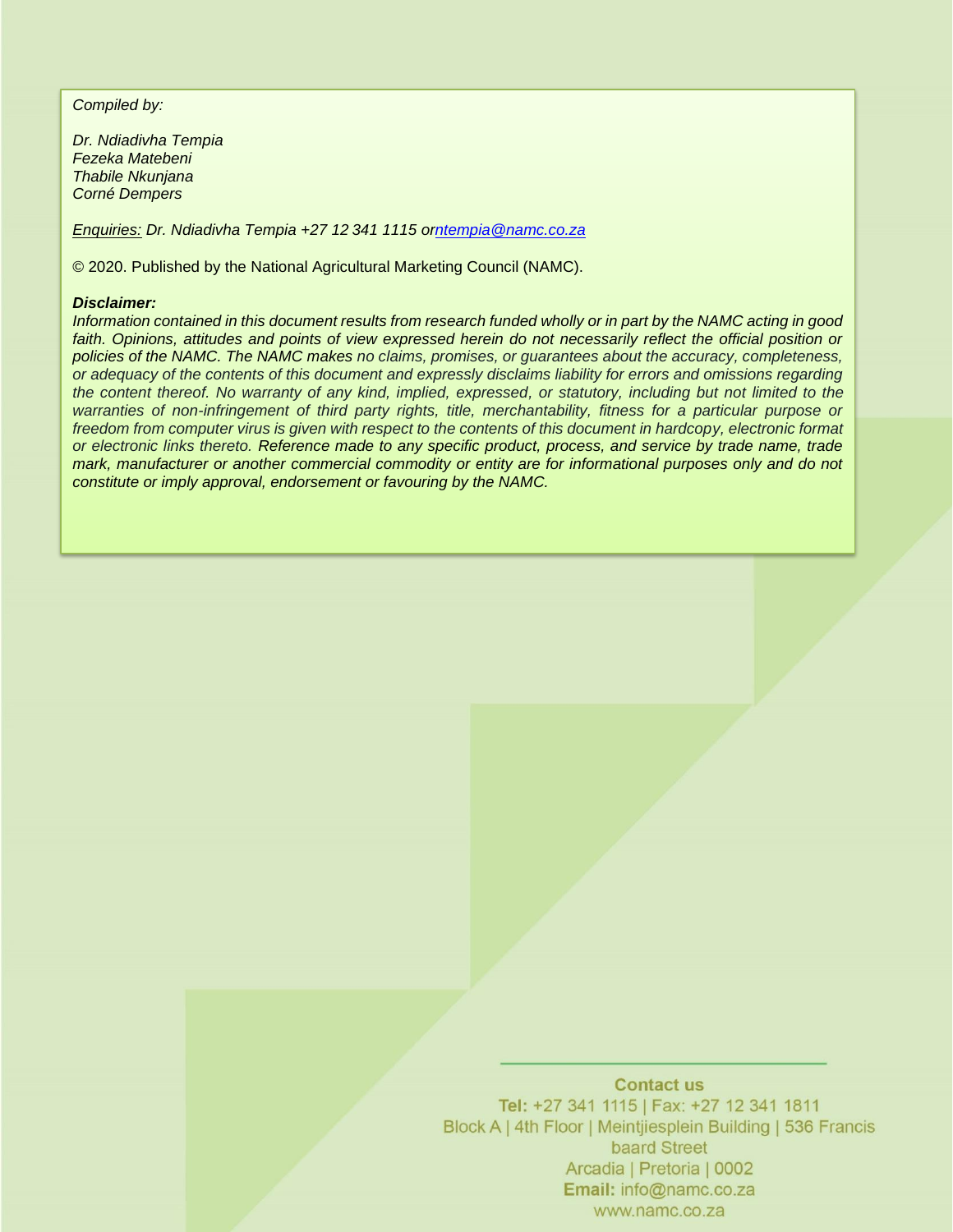*Compiled by:*

*Dr. Ndiadivha Tempia*
*Fezeka Matebeni*
*Thabile Nkunjana*
*Corné Dempers*

*Enquiries: Dr. Ndiadivha Tempia +27 12 341 1115 orntempia@namc.co.za*

© 2020. Published by the National Agricultural Marketing Council (NAMC).

***Disclaimer:***

*Information contained in this document results from research funded wholly or in part by the NAMC acting in good faith. Opinions, attitudes and points of view expressed herein do not necessarily reflect the official position or policies of the NAMC. The NAMC makes no claims, promises, or guarantees about the accuracy, completeness, or adequacy of the contents of this document and expressly disclaims liability for errors and omissions regarding the content thereof. No warranty of any kind, implied, expressed, or statutory, including but not limited to the warranties of non-infringement of third party rights, title, merchantability, fitness for a particular purpose or freedom from computer virus is given with respect to the contents of this document in hardcopy, electronic format or electronic links thereto. Reference made to any specific product, process, and service by trade name, trade mark, manufacturer or another commercial commodity or entity are for informational purposes only and do not constitute or imply approval, endorsement or favouring by the NAMC.*

**Contact us**

**Tel:** +27 341 1115 | Fax: +27 12 341 1811
Block A | 4th Floor | Meintjiesplein Building | 536 Francis baard Street
Arcadia | Pretoria | 0002
**Email:** info@namc.co.za
www.namc.co.za